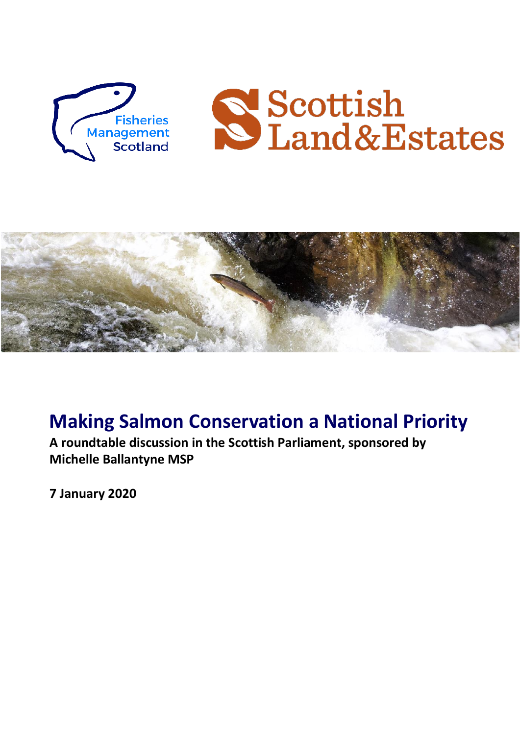Fisheries Management Scotland

Scottish Land&Estates

# Making Salmon Conservation a National Priority

**A roundtable discussion in the Scottish Parliament, sponsored by Michelle Ballantyne MSP**

**7 January 2020**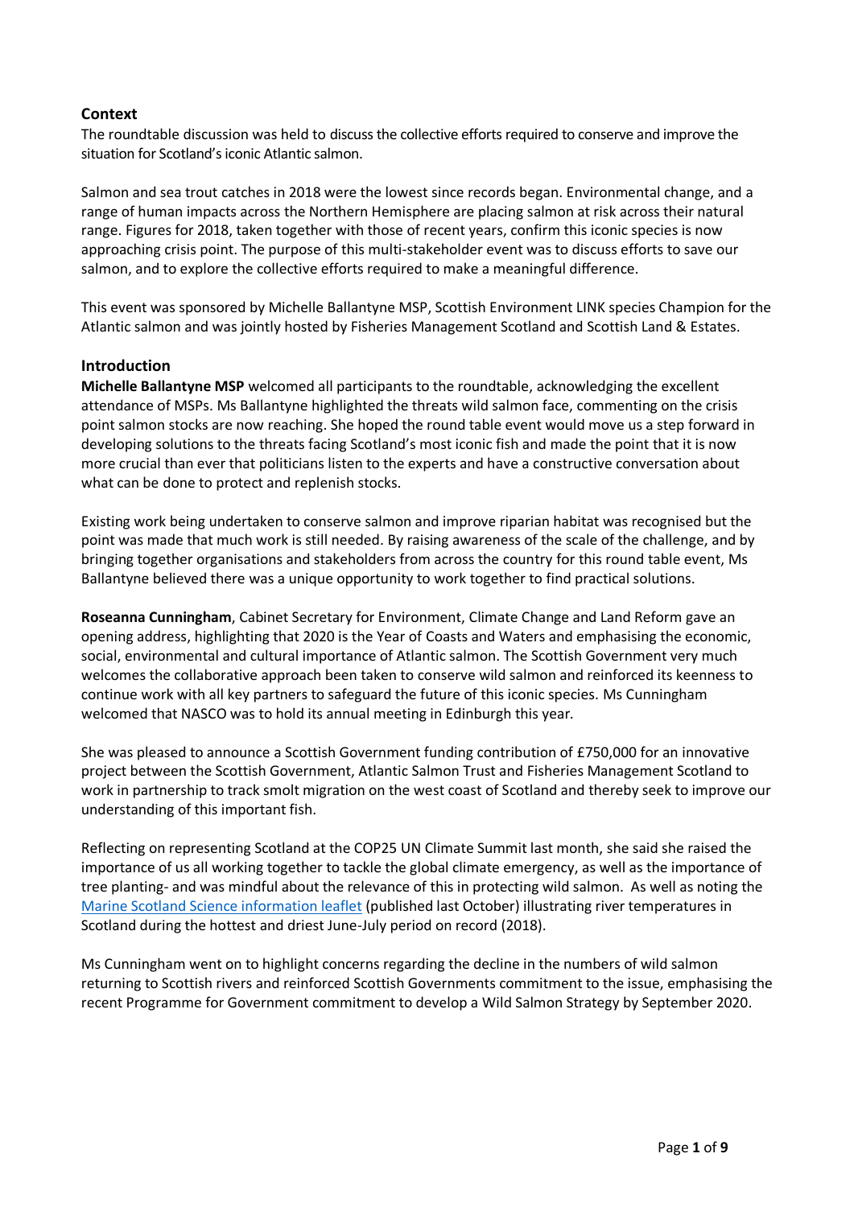## Context

The roundtable discussion was held to discuss the collective efforts required to conserve and improve the situation for Scotland's iconic Atlantic salmon.

Salmon and sea trout catches in 2018 were the lowest since records began. Environmental change, and a range of human impacts across the Northern Hemisphere are placing salmon at risk across their natural range. Figures for 2018, taken together with those of recent years, confirm this iconic species is now approaching crisis point. The purpose of this multi-stakeholder event was to discuss efforts to save our salmon, and to explore the collective efforts required to make a meaningful difference.

This event was sponsored by Michelle Ballantyne MSP, Scottish Environment LINK species Champion for the Atlantic salmon and was jointly hosted by Fisheries Management Scotland and Scottish Land & Estates.

## Introduction

**Michelle Ballantyne MSP** welcomed all participants to the roundtable, acknowledging the excellent attendance of MSPs. Ms Ballantyne highlighted the threats wild salmon face, commenting on the crisis point salmon stocks are now reaching. She hoped the round table event would move us a step forward in developing solutions to the threats facing Scotland's most iconic fish and made the point that it is now more crucial than ever that politicians listen to the experts and have a constructive conversation about what can be done to protect and replenish stocks.

Existing work being undertaken to conserve salmon and improve riparian habitat was recognised but the point was made that much work is still needed. By raising awareness of the scale of the challenge, and by bringing together organisations and stakeholders from across the country for this round table event, Ms Ballantyne believed there was a unique opportunity to work together to find practical solutions.

**Roseanna Cunningham**, Cabinet Secretary for Environment, Climate Change and Land Reform gave an opening address, highlighting that 2020 is the Year of Coasts and Waters and emphasising the economic, social, environmental and cultural importance of Atlantic salmon. The Scottish Government very much welcomes the collaborative approach been taken to conserve wild salmon and reinforced its keenness to continue work with all key partners to safeguard the future of this iconic species. Ms Cunningham welcomed that NASCO was to hold its annual meeting in Edinburgh this year.

She was pleased to announce a Scottish Government funding contribution of £750,000 for an innovative project between the Scottish Government, Atlantic Salmon Trust and Fisheries Management Scotland to work in partnership to track smolt migration on the west coast of Scotland and thereby seek to improve our understanding of this important fish.

Reflecting on representing Scotland at the COP25 UN Climate Summit last month, she said she raised the importance of us all working together to tackle the global climate emergency, as well as the importance of tree planting- and was mindful about the relevance of this in protecting wild salmon. As well as noting the Marine Scotland Science information leaflet (published last October) illustrating river temperatures in Scotland during the hottest and driest June-July period on record (2018).

Ms Cunningham went on to highlight concerns regarding the decline in the numbers of wild salmon returning to Scottish rivers and reinforced Scottish Governments commitment to the issue, emphasising the recent Programme for Government commitment to develop a Wild Salmon Strategy by September 2020.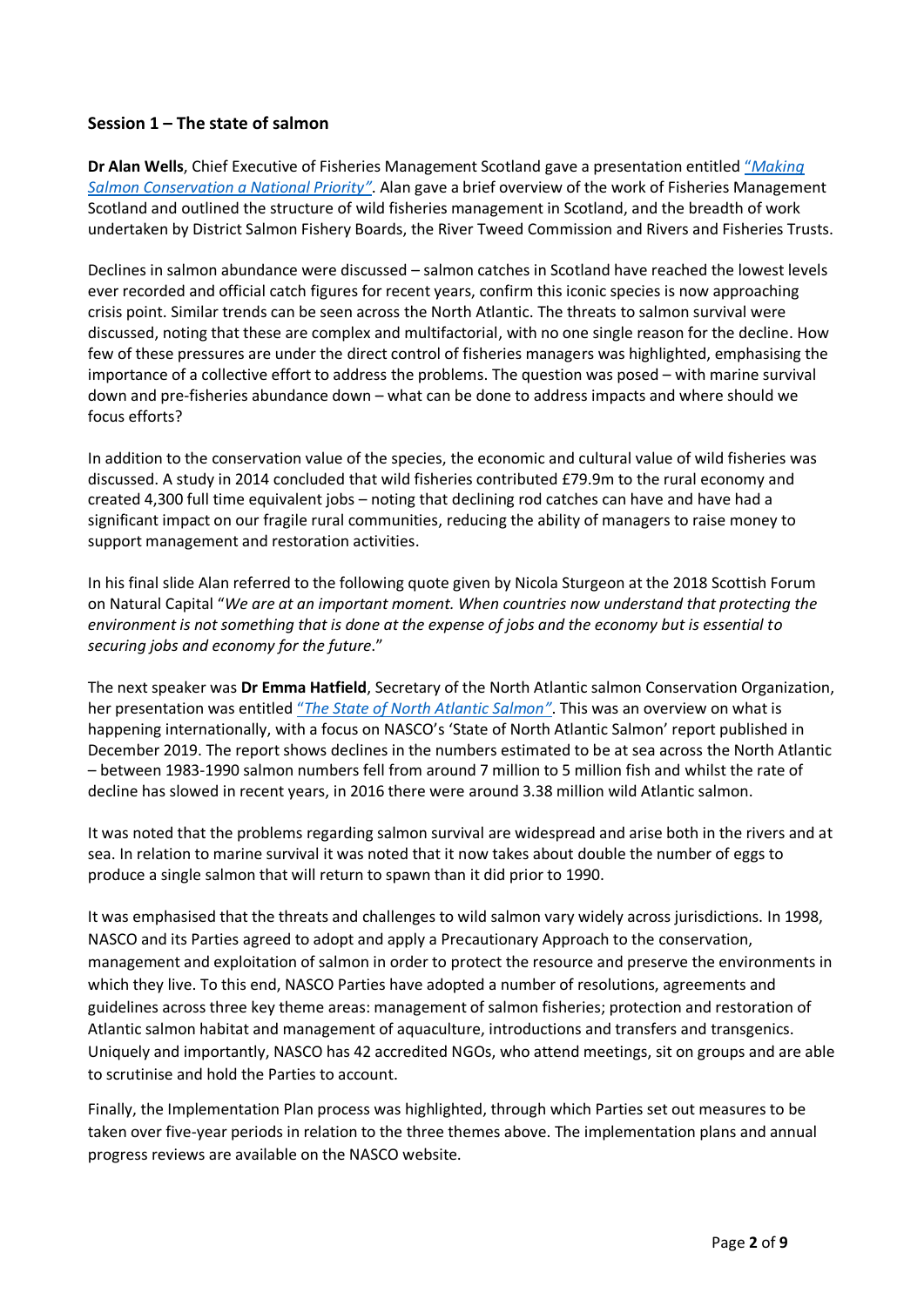## Session 1 – The state of salmon

**Dr Alan Wells**, Chief Executive of Fisheries Management Scotland gave a presentation entitled [*"Making Salmon Conservation a National Priority"*]. Alan gave a brief overview of the work of Fisheries Management Scotland and outlined the structure of wild fisheries management in Scotland, and the breadth of work undertaken by District Salmon Fishery Boards, the River Tweed Commission and Rivers and Fisheries Trusts.

Declines in salmon abundance were discussed – salmon catches in Scotland have reached the lowest levels ever recorded and official catch figures for recent years, confirm this iconic species is now approaching crisis point. Similar trends can be seen across the North Atlantic. The threats to salmon survival were discussed, noting that these are complex and multifactorial, with no one single reason for the decline. How few of these pressures are under the direct control of fisheries managers was highlighted, emphasising the importance of a collective effort to address the problems. The question was posed – with marine survival down and pre-fisheries abundance down – what can be done to address impacts and where should we focus efforts?

In addition to the conservation value of the species, the economic and cultural value of wild fisheries was discussed. A study in 2014 concluded that wild fisheries contributed £79.9m to the rural economy and created 4,300 full time equivalent jobs – noting that declining rod catches can have and have had a significant impact on our fragile rural communities, reducing the ability of managers to raise money to support management and restoration activities.

In his final slide Alan referred to the following quote given by Nicola Sturgeon at the 2018 Scottish Forum on Natural Capital "*We are at an important moment. When countries now understand that protecting the environment is not something that is done at the expense of jobs and the economy but is essential to securing jobs and economy for the future*."

The next speaker was **Dr Emma Hatfield**, Secretary of the North Atlantic salmon Conservation Organization, her presentation was entitled [*"The State of North Atlantic Salmon"*]. This was an overview on what is happening internationally, with a focus on NASCO's 'State of North Atlantic Salmon' report published in December 2019. The report shows declines in the numbers estimated to be at sea across the North Atlantic – between 1983-1990 salmon numbers fell from around 7 million to 5 million fish and whilst the rate of decline has slowed in recent years, in 2016 there were around 3.38 million wild Atlantic salmon.

It was noted that the problems regarding salmon survival are widespread and arise both in the rivers and at sea. In relation to marine survival it was noted that it now takes about double the number of eggs to produce a single salmon that will return to spawn than it did prior to 1990.

It was emphasised that the threats and challenges to wild salmon vary widely across jurisdictions. In 1998, NASCO and its Parties agreed to adopt and apply a Precautionary Approach to the conservation, management and exploitation of salmon in order to protect the resource and preserve the environments in which they live. To this end, NASCO Parties have adopted a number of resolutions, agreements and guidelines across three key theme areas: management of salmon fisheries; protection and restoration of Atlantic salmon habitat and management of aquaculture, introductions and transfers and transgenics. Uniquely and importantly, NASCO has 42 accredited NGOs, who attend meetings, sit on groups and are able to scrutinise and hold the Parties to account.

Finally, the Implementation Plan process was highlighted, through which Parties set out measures to be taken over five-year periods in relation to the three themes above. The implementation plans and annual progress reviews are available on the NASCO website.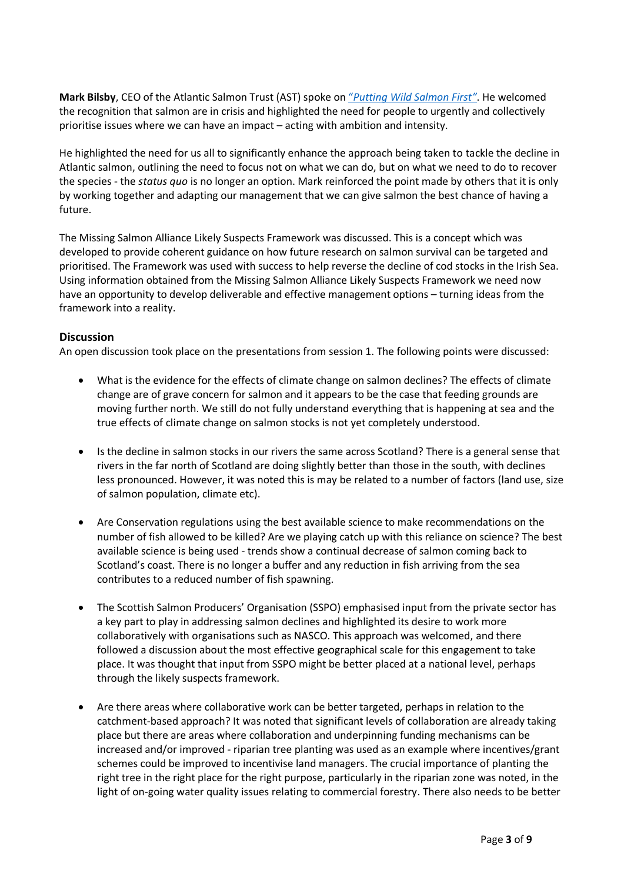**Mark Bilsby**, CEO of the Atlantic Salmon Trust (AST) spoke on *"Putting Wild Salmon First"*. He welcomed the recognition that salmon are in crisis and highlighted the need for people to urgently and collectively prioritise issues where we can have an impact – acting with ambition and intensity.

He highlighted the need for us all to significantly enhance the approach being taken to tackle the decline in Atlantic salmon, outlining the need to focus not on what we can do, but on what we need to do to recover the species - the *status quo* is no longer an option. Mark reinforced the point made by others that it is only by working together and adapting our management that we can give salmon the best chance of having a future.

The Missing Salmon Alliance Likely Suspects Framework was discussed. This is a concept which was developed to provide coherent guidance on how future research on salmon survival can be targeted and prioritised. The Framework was used with success to help reverse the decline of cod stocks in the Irish Sea. Using information obtained from the Missing Salmon Alliance Likely Suspects Framework we need now have an opportunity to develop deliverable and effective management options – turning ideas from the framework into a reality.

## Discussion

An open discussion took place on the presentations from session 1. The following points were discussed:

- What is the evidence for the effects of climate change on salmon declines? The effects of climate change are of grave concern for salmon and it appears to be the case that feeding grounds are moving further north. We still do not fully understand everything that is happening at sea and the true effects of climate change on salmon stocks is not yet completely understood.

- Is the decline in salmon stocks in our rivers the same across Scotland? There is a general sense that rivers in the far north of Scotland are doing slightly better than those in the south, with declines less pronounced. However, it was noted this is may be related to a number of factors (land use, size of salmon population, climate etc).

- Are Conservation regulations using the best available science to make recommendations on the number of fish allowed to be killed? Are we playing catch up with this reliance on science? The best available science is being used - trends show a continual decrease of salmon coming back to Scotland's coast. There is no longer a buffer and any reduction in fish arriving from the sea contributes to a reduced number of fish spawning.

- The Scottish Salmon Producers' Organisation (SSPO) emphasised input from the private sector has a key part to play in addressing salmon declines and highlighted its desire to work more collaboratively with organisations such as NASCO. This approach was welcomed, and there followed a discussion about the most effective geographical scale for this engagement to take place. It was thought that input from SSPO might be better placed at a national level, perhaps through the likely suspects framework.

- Are there areas where collaborative work can be better targeted, perhaps in relation to the catchment-based approach? It was noted that significant levels of collaboration are already taking place but there are areas where collaboration and underpinning funding mechanisms can be increased and/or improved - riparian tree planting was used as an example where incentives/grant schemes could be improved to incentivise land managers. The crucial importance of planting the right tree in the right place for the right purpose, particularly in the riparian zone was noted, in the light of on-going water quality issues relating to commercial forestry. There also needs to be better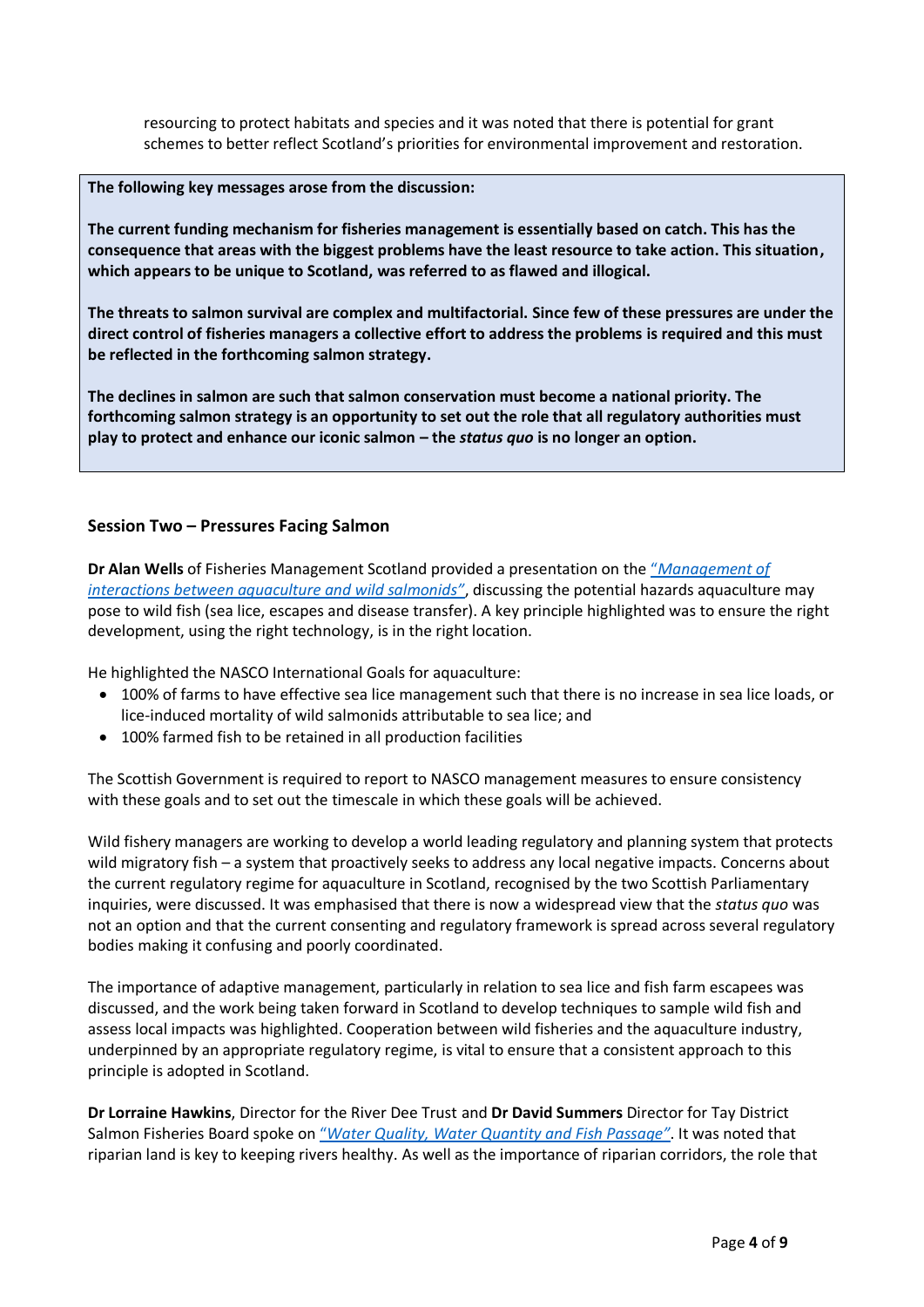resourcing to protect habitats and species and it was noted that there is potential for grant schemes to better reflect Scotland's priorities for environmental improvement and restoration.

**The following key messages arose from the discussion:**

**The current funding mechanism for fisheries management is essentially based on catch. This has the consequence that areas with the biggest problems have the least resource to take action. This situation, which appears to be unique to Scotland, was referred to as flawed and illogical.**

**The threats to salmon survival are complex and multifactorial. Since few of these pressures are under the direct control of fisheries managers a collective effort to address the problems is required and this must be reflected in the forthcoming salmon strategy.**

**The declines in salmon are such that salmon conservation must become a national priority. The forthcoming salmon strategy is an opportunity to set out the role that all regulatory authorities must play to protect and enhance our iconic salmon – the *status quo* is no longer an option.**

## Session Two – Pressures Facing Salmon

**Dr Alan Wells** of Fisheries Management Scotland provided a presentation on the *"Management of interactions between aquaculture and wild salmonids"*, discussing the potential hazards aquaculture may pose to wild fish (sea lice, escapes and disease transfer). A key principle highlighted was to ensure the right development, using the right technology, is in the right location.

He highlighted the NASCO International Goals for aquaculture:

- 100% of farms to have effective sea lice management such that there is no increase in sea lice loads, or lice-induced mortality of wild salmonids attributable to sea lice; and
- 100% farmed fish to be retained in all production facilities

The Scottish Government is required to report to NASCO management measures to ensure consistency with these goals and to set out the timescale in which these goals will be achieved.

Wild fishery managers are working to develop a world leading regulatory and planning system that protects wild migratory fish – a system that proactively seeks to address any local negative impacts. Concerns about the current regulatory regime for aquaculture in Scotland, recognised by the two Scottish Parliamentary inquiries, were discussed. It was emphasised that there is now a widespread view that the *status quo* was not an option and that the current consenting and regulatory framework is spread across several regulatory bodies making it confusing and poorly coordinated.

The importance of adaptive management, particularly in relation to sea lice and fish farm escapees was discussed, and the work being taken forward in Scotland to develop techniques to sample wild fish and assess local impacts was highlighted. Cooperation between wild fisheries and the aquaculture industry, underpinned by an appropriate regulatory regime, is vital to ensure that a consistent approach to this principle is adopted in Scotland.

**Dr Lorraine Hawkins**, Director for the River Dee Trust and **Dr David Summers** Director for Tay District Salmon Fisheries Board spoke on *"Water Quality, Water Quantity and Fish Passage"*. It was noted that riparian land is key to keeping rivers healthy. As well as the importance of riparian corridors, the role that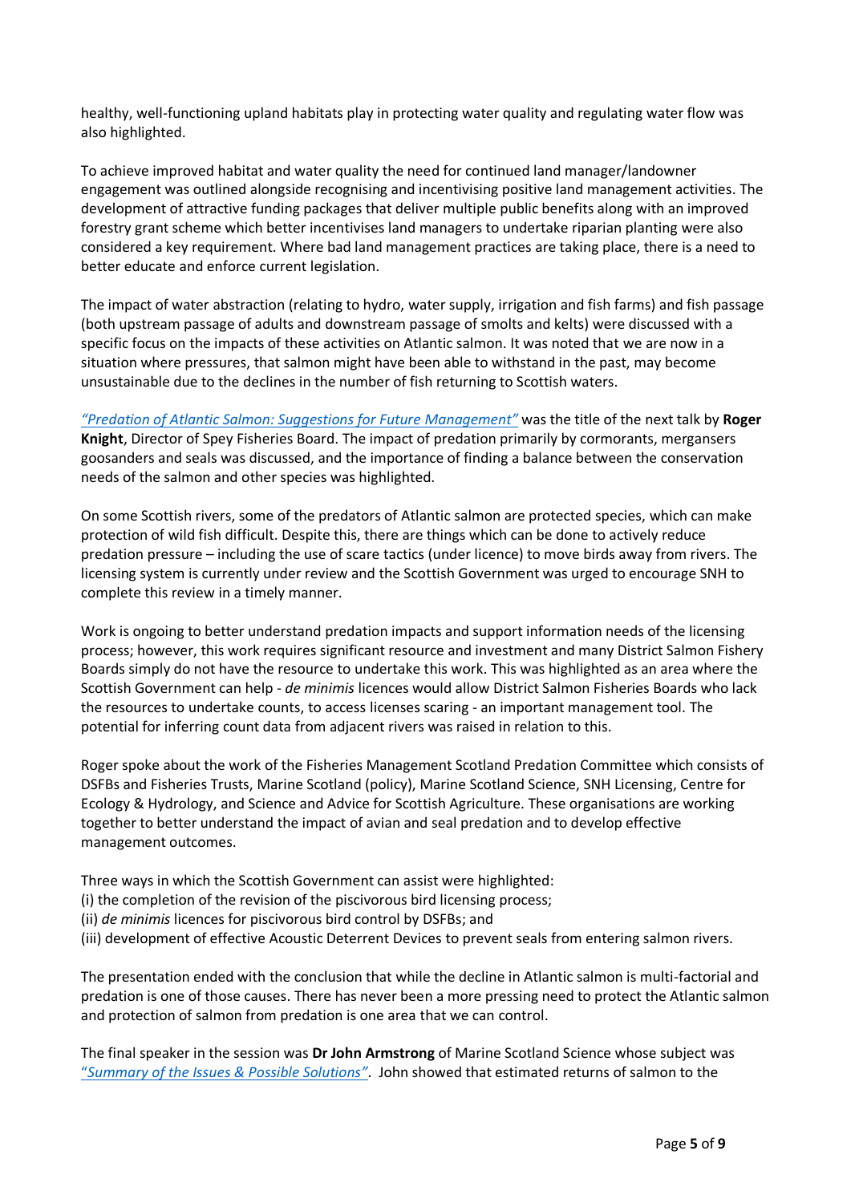healthy, well-functioning upland habitats play in protecting water quality and regulating water flow was also highlighted.

To achieve improved habitat and water quality the need for continued land manager/landowner engagement was outlined alongside recognising and incentivising positive land management activities. The development of attractive funding packages that deliver multiple public benefits along with an improved forestry grant scheme which better incentivises land managers to undertake riparian planting were also considered a key requirement. Where bad land management practices are taking place, there is a need to better educate and enforce current legislation.

The impact of water abstraction (relating to hydro, water supply, irrigation and fish farms) and fish passage (both upstream passage of adults and downstream passage of smolts and kelts) were discussed with a specific focus on the impacts of these activities on Atlantic salmon. It was noted that we are now in a situation where pressures, that salmon might have been able to withstand in the past, may become unsustainable due to the declines in the number of fish returning to Scottish waters.

*"Predation of Atlantic Salmon: Suggestions for Future Management"* was the title of the next talk by **Roger Knight**, Director of Spey Fisheries Board. The impact of predation primarily by cormorants, mergansers goosanders and seals was discussed, and the importance of finding a balance between the conservation needs of the salmon and other species was highlighted.

On some Scottish rivers, some of the predators of Atlantic salmon are protected species, which can make protection of wild fish difficult. Despite this, there are things which can be done to actively reduce predation pressure – including the use of scare tactics (under licence) to move birds away from rivers. The licensing system is currently under review and the Scottish Government was urged to encourage SNH to complete this review in a timely manner.

Work is ongoing to better understand predation impacts and support information needs of the licensing process; however, this work requires significant resource and investment and many District Salmon Fishery Boards simply do not have the resource to undertake this work. This was highlighted as an area where the Scottish Government can help - *de minimis* licences would allow District Salmon Fisheries Boards who lack the resources to undertake counts, to access licenses scaring - an important management tool. The potential for inferring count data from adjacent rivers was raised in relation to this.

Roger spoke about the work of the Fisheries Management Scotland Predation Committee which consists of DSFBs and Fisheries Trusts, Marine Scotland (policy), Marine Scotland Science, SNH Licensing, Centre for Ecology & Hydrology, and Science and Advice for Scottish Agriculture. These organisations are working together to better understand the impact of avian and seal predation and to develop effective management outcomes.

Three ways in which the Scottish Government can assist were highlighted:
(i) the completion of the revision of the piscivorous bird licensing process;
(ii) *de minimis* licences for piscivorous bird control by DSFBs; and
(iii) development of effective Acoustic Deterrent Devices to prevent seals from entering salmon rivers.

The presentation ended with the conclusion that while the decline in Atlantic salmon is multi-factorial and predation is one of those causes. There has never been a more pressing need to protect the Atlantic salmon and protection of salmon from predation is one area that we can control.

The final speaker in the session was **Dr John Armstrong** of Marine Scotland Science whose subject was *"Summary of the Issues & Possible Solutions"*. John showed that estimated returns of salmon to the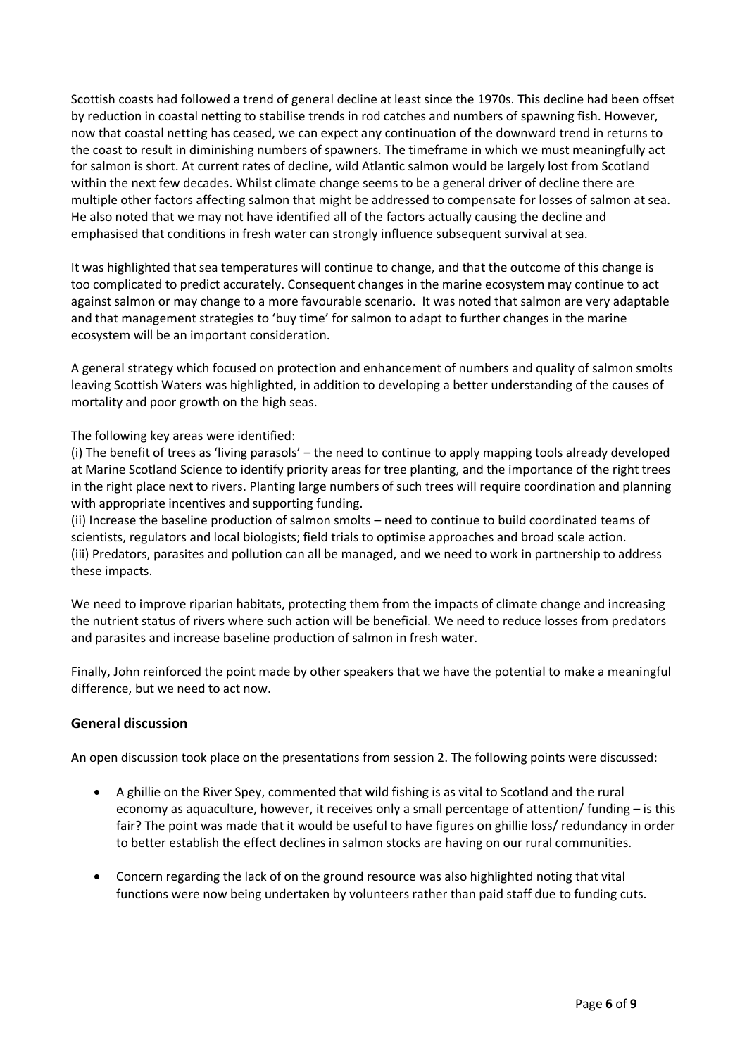Scottish coasts had followed a trend of general decline at least since the 1970s. This decline had been offset by reduction in coastal netting to stabilise trends in rod catches and numbers of spawning fish. However, now that coastal netting has ceased, we can expect any continuation of the downward trend in returns to the coast to result in diminishing numbers of spawners. The timeframe in which we must meaningfully act for salmon is short. At current rates of decline, wild Atlantic salmon would be largely lost from Scotland within the next few decades. Whilst climate change seems to be a general driver of decline there are multiple other factors affecting salmon that might be addressed to compensate for losses of salmon at sea. He also noted that we may not have identified all of the factors actually causing the decline and emphasised that conditions in fresh water can strongly influence subsequent survival at sea.

It was highlighted that sea temperatures will continue to change, and that the outcome of this change is too complicated to predict accurately. Consequent changes in the marine ecosystem may continue to act against salmon or may change to a more favourable scenario. It was noted that salmon are very adaptable and that management strategies to 'buy time' for salmon to adapt to further changes in the marine ecosystem will be an important consideration.

A general strategy which focused on protection and enhancement of numbers and quality of salmon smolts leaving Scottish Waters was highlighted, in addition to developing a better understanding of the causes of mortality and poor growth on the high seas.

The following key areas were identified:
(i) The benefit of trees as 'living parasols' – the need to continue to apply mapping tools already developed at Marine Scotland Science to identify priority areas for tree planting, and the importance of the right trees in the right place next to rivers. Planting large numbers of such trees will require coordination and planning with appropriate incentives and supporting funding.
(ii) Increase the baseline production of salmon smolts – need to continue to build coordinated teams of scientists, regulators and local biologists; field trials to optimise approaches and broad scale action.
(iii) Predators, parasites and pollution can all be managed, and we need to work in partnership to address these impacts.

We need to improve riparian habitats, protecting them from the impacts of climate change and increasing the nutrient status of rivers where such action will be beneficial. We need to reduce losses from predators and parasites and increase baseline production of salmon in fresh water.

Finally, John reinforced the point made by other speakers that we have the potential to make a meaningful difference, but we need to act now.

## General discussion

An open discussion took place on the presentations from session 2. The following points were discussed:

- A ghillie on the River Spey, commented that wild fishing is as vital to Scotland and the rural economy as aquaculture, however, it receives only a small percentage of attention/ funding – is this fair? The point was made that it would be useful to have figures on ghillie loss/ redundancy in order to better establish the effect declines in salmon stocks are having on our rural communities.
- Concern regarding the lack of on the ground resource was also highlighted noting that vital functions were now being undertaken by volunteers rather than paid staff due to funding cuts.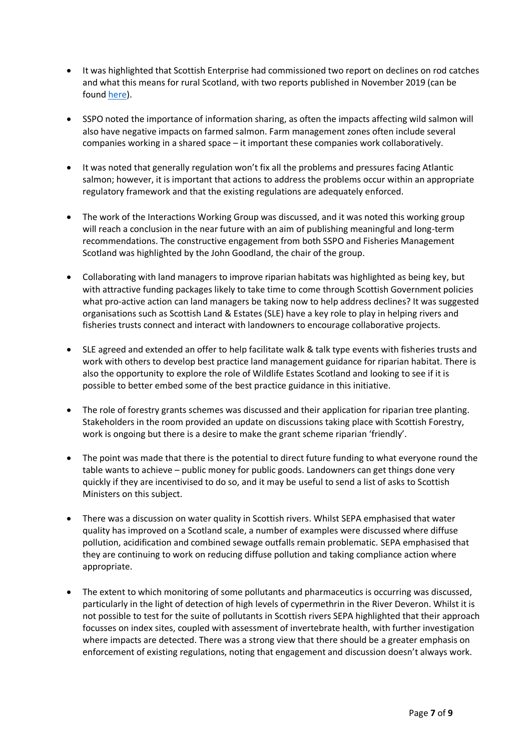- It was highlighted that Scottish Enterprise had commissioned two report on declines on rod catches and what this means for rural Scotland, with two reports published in November 2019 (can be found here).

- SSPO noted the importance of information sharing, as often the impacts affecting wild salmon will also have negative impacts on farmed salmon. Farm management zones often include several companies working in a shared space – it important these companies work collaboratively.

- It was noted that generally regulation won't fix all the problems and pressures facing Atlantic salmon; however, it is important that actions to address the problems occur within an appropriate regulatory framework and that the existing regulations are adequately enforced.

- The work of the Interactions Working Group was discussed, and it was noted this working group will reach a conclusion in the near future with an aim of publishing meaningful and long-term recommendations. The constructive engagement from both SSPO and Fisheries Management Scotland was highlighted by the John Goodland, the chair of the group.

- Collaborating with land managers to improve riparian habitats was highlighted as being key, but with attractive funding packages likely to take time to come through Scottish Government policies what pro-active action can land managers be taking now to help address declines? It was suggested organisations such as Scottish Land & Estates (SLE) have a key role to play in helping rivers and fisheries trusts connect and interact with landowners to encourage collaborative projects.

- SLE agreed and extended an offer to help facilitate walk & talk type events with fisheries trusts and work with others to develop best practice land management guidance for riparian habitat. There is also the opportunity to explore the role of Wildlife Estates Scotland and looking to see if it is possible to better embed some of the best practice guidance in this initiative.

- The role of forestry grants schemes was discussed and their application for riparian tree planting. Stakeholders in the room provided an update on discussions taking place with Scottish Forestry, work is ongoing but there is a desire to make the grant scheme riparian 'friendly'.

- The point was made that there is the potential to direct future funding to what everyone round the table wants to achieve – public money for public goods. Landowners can get things done very quickly if they are incentivised to do so, and it may be useful to send a list of asks to Scottish Ministers on this subject.

- There was a discussion on water quality in Scottish rivers. Whilst SEPA emphasised that water quality has improved on a Scotland scale, a number of examples were discussed where diffuse pollution, acidification and combined sewage outfalls remain problematic. SEPA emphasised that they are continuing to work on reducing diffuse pollution and taking compliance action where appropriate.

- The extent to which monitoring of some pollutants and pharmaceutics is occurring was discussed, particularly in the light of detection of high levels of cypermethrin in the River Deveron. Whilst it is not possible to test for the suite of pollutants in Scottish rivers SEPA highlighted that their approach focusses on index sites, coupled with assessment of invertebrate health, with further investigation where impacts are detected. There was a strong view that there should be a greater emphasis on enforcement of existing regulations, noting that engagement and discussion doesn't always work.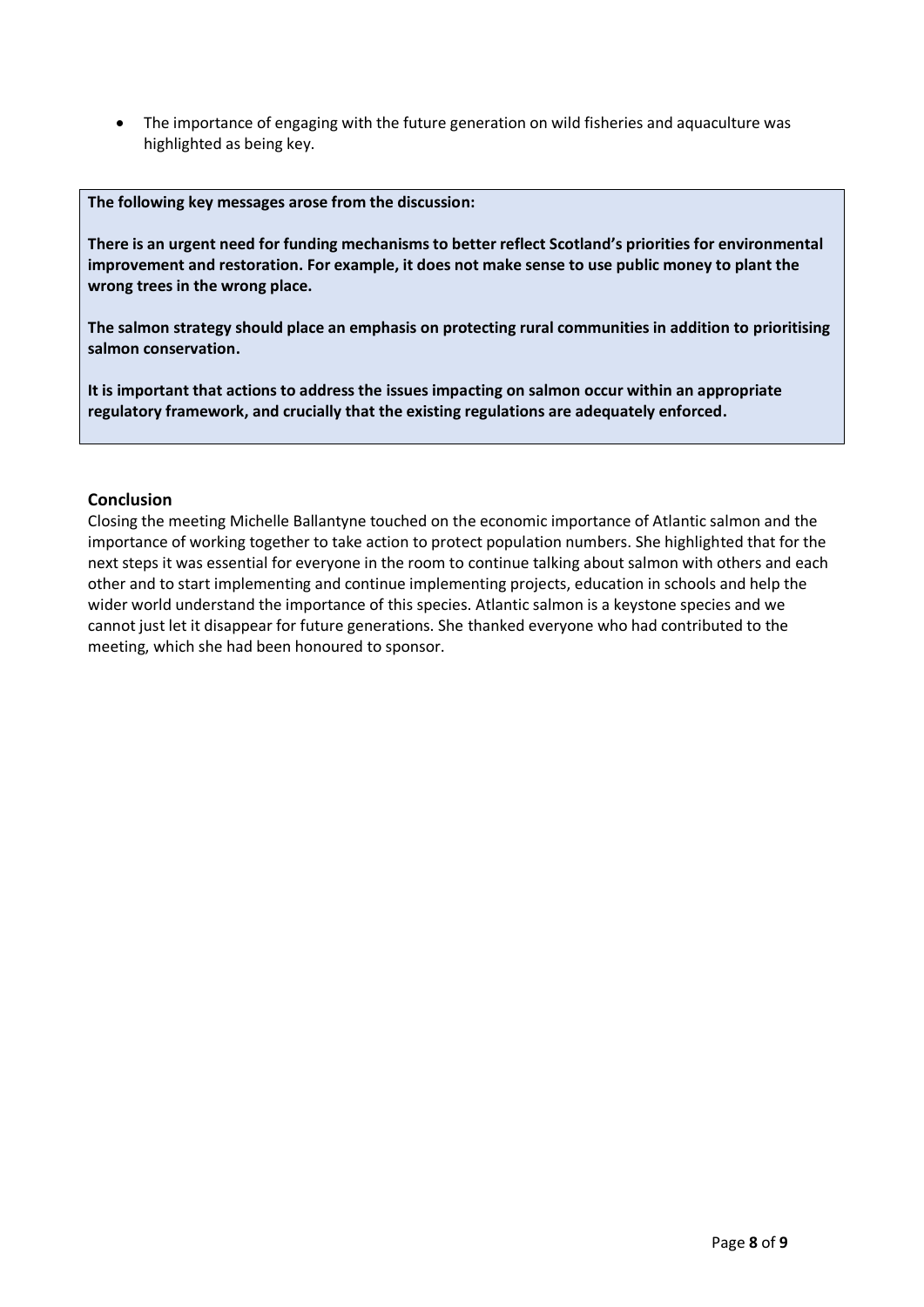- The importance of engaging with the future generation on wild fisheries and aquaculture was highlighted as being key.

**The following key messages arose from the discussion:**

**There is an urgent need for funding mechanisms to better reflect Scotland's priorities for environmental improvement and restoration. For example, it does not make sense to use public money to plant the wrong trees in the wrong place.**

**The salmon strategy should place an emphasis on protecting rural communities in addition to prioritising salmon conservation.**

**It is important that actions to address the issues impacting on salmon occur within an appropriate regulatory framework, and crucially that the existing regulations are adequately enforced.**

## Conclusion

Closing the meeting Michelle Ballantyne touched on the economic importance of Atlantic salmon and the importance of working together to take action to protect population numbers. She highlighted that for the next steps it was essential for everyone in the room to continue talking about salmon with others and each other and to start implementing and continue implementing projects, education in schools and help the wider world understand the importance of this species. Atlantic salmon is a keystone species and we cannot just let it disappear for future generations. She thanked everyone who had contributed to the meeting, which she had been honoured to sponsor.